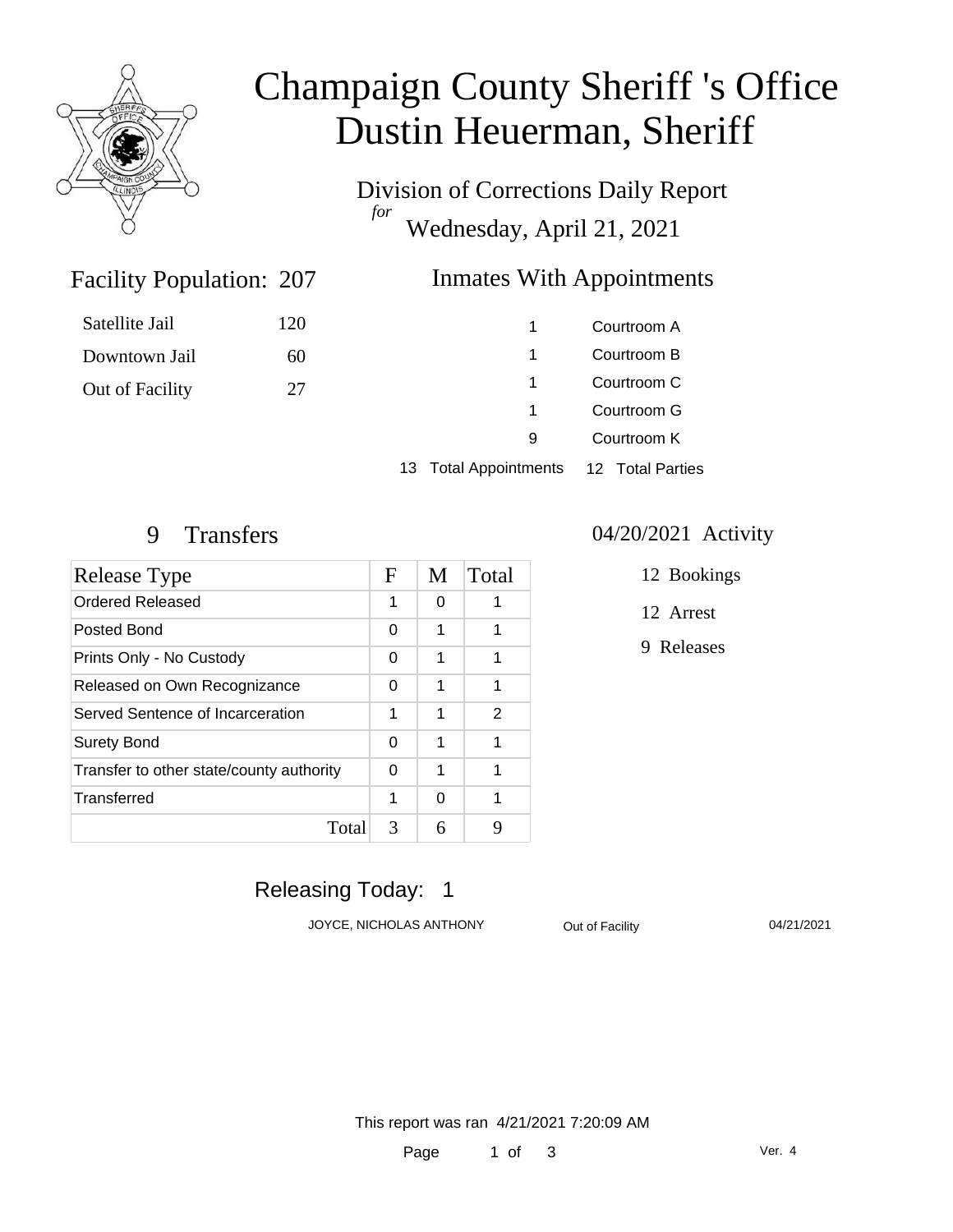# Champaign County Sheriff 's Office
# Dustin Heuerman, Sheriff

## Division of Corrections Daily Report
*for*
## Wednesday, April 21, 2021

### Facility Population: 207

| | |
|---|---|
| Satellite Jail | 120 |
| Downtown Jail | 60 |
| Out of Facility | 27 |

### Inmates With Appointments

| | |
|---|---|
| 1 | Courtroom A |
| 1 | Courtroom B |
| 1 | Courtroom C |
| 1 | Courtroom G |
| 9 | Courtroom K |
| 13 Total Appointments | 12 Total Parties |

### 9 Transfers

| Release Type | F | M | Total |
|---|---|---|---|
| Ordered Released | 1 | 0 | 1 |
| Posted Bond | 0 | 1 | 1 |
| Prints Only - No Custody | 0 | 1 | 1 |
| Released on Own Recognizance | 0 | 1 | 1 |
| Served Sentence of Incarceration | 1 | 1 | 2 |
| Surety Bond | 0 | 1 | 1 |
| Transfer to other state/county authority | 0 | 1 | 1 |
| Transferred | 1 | 0 | 1 |
| Total | 3 | 6 | 9 |

### 04/20/2021 Activity

12 Bookings

12 Arrest

9 Releases

### Releasing Today: 1

| | | |
|---|---|---|
| JOYCE, NICHOLAS ANTHONY | Out of Facility | 04/21/2021 |

This report was ran 4/21/2021 7:20:09 AM

Ver. 4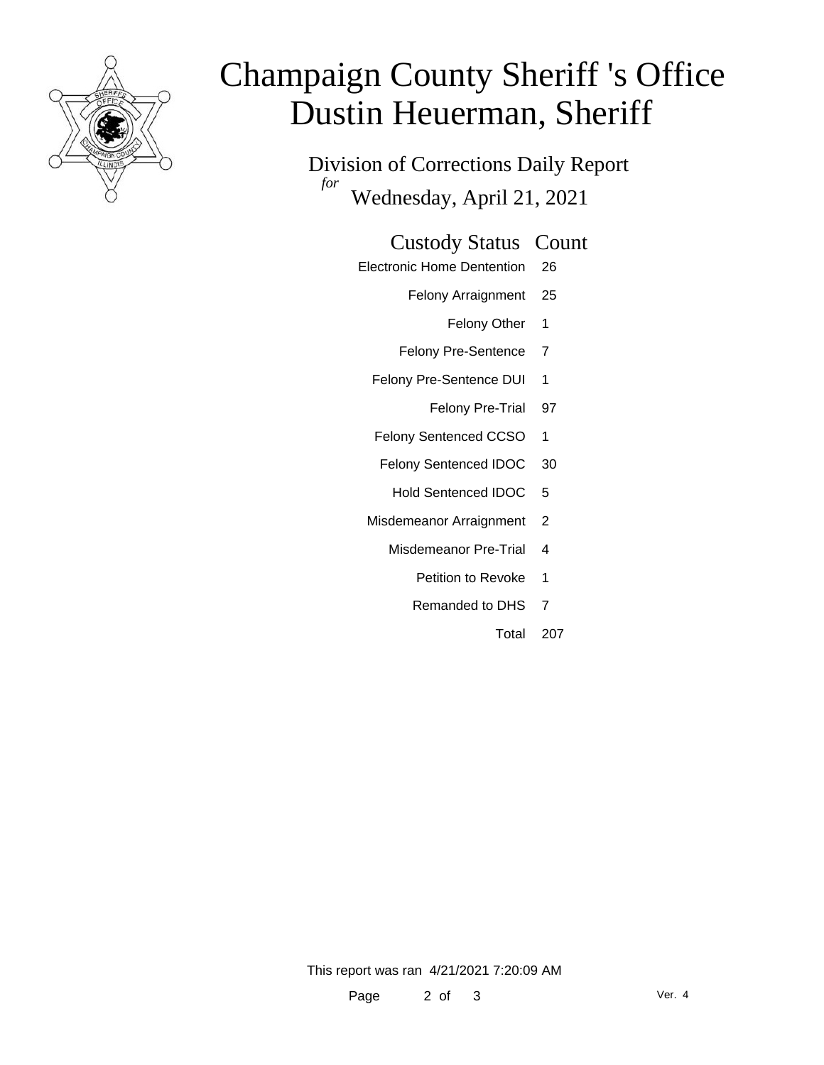# Champaign County Sheriff 's Office
# Dustin Heuerman, Sheriff

## Division of Corrections Daily Report
*for*
## Wednesday, April 21, 2021

| Custody Status | Count |
|---|---|
| Electronic Home Dentention | 26 |
| Felony Arraignment | 25 |
| Felony Other | 1 |
| Felony Pre-Sentence | 7 |
| Felony Pre-Sentence DUI | 1 |
| Felony Pre-Trial | 97 |
| Felony Sentenced CCSO | 1 |
| Felony Sentenced IDOC | 30 |
| Hold Sentenced IDOC | 5 |
| Misdemeanor Arraignment | 2 |
| Misdemeanor Pre-Trial | 4 |
| Petition to Revoke | 1 |
| Remanded to DHS | 7 |
| Total | 207 |

This report was ran 4/21/2021 7:20:09 AM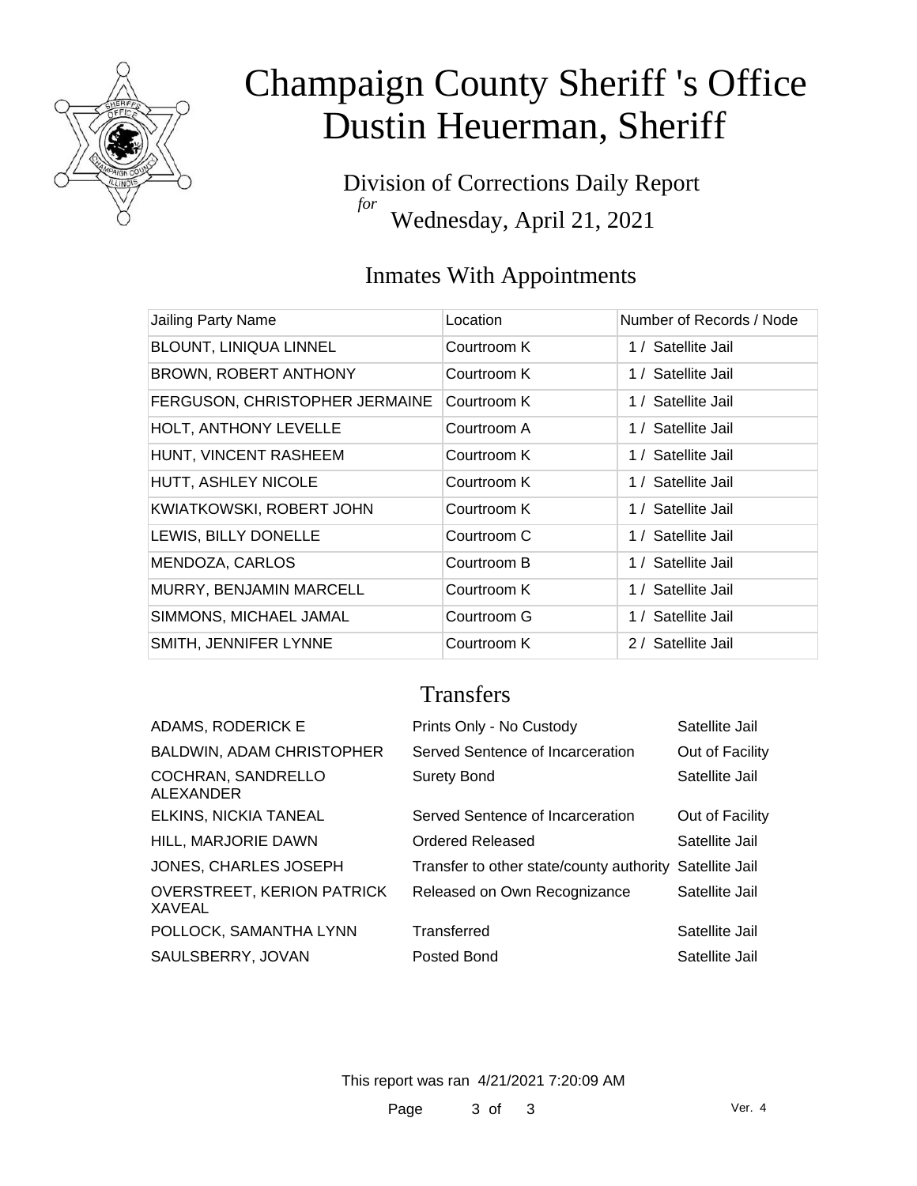# Champaign County Sheriff 's Office Dustin Heuerman, Sheriff

Division of Corrections Daily Report *for* Wednesday, April 21, 2021

## Inmates With Appointments

| Jailing Party Name | Location | Number of Records / Node |
|---|---|---|
| BLOUNT, LINIQUA LINNEL | Courtroom K | 1 / Satellite Jail |
| BROWN, ROBERT ANTHONY | Courtroom K | 1 / Satellite Jail |
| FERGUSON, CHRISTOPHER JERMAINE | Courtroom K | 1 / Satellite Jail |
| HOLT, ANTHONY LEVELLE | Courtroom A | 1 / Satellite Jail |
| HUNT, VINCENT RASHEEM | Courtroom K | 1 / Satellite Jail |
| HUTT, ASHLEY NICOLE | Courtroom K | 1 / Satellite Jail |
| KWIATKOWSKI, ROBERT JOHN | Courtroom K | 1 / Satellite Jail |
| LEWIS, BILLY DONELLE | Courtroom C | 1 / Satellite Jail |
| MENDOZA, CARLOS | Courtroom B | 1 / Satellite Jail |
| MURRY, BENJAMIN MARCELL | Courtroom K | 1 / Satellite Jail |
| SIMMONS, MICHAEL JAMAL | Courtroom G | 1 / Satellite Jail |
| SMITH, JENNIFER LYNNE | Courtroom K | 2 / Satellite Jail |

## Transfers

| | | |
|---|---|---|
| ADAMS, RODERICK E | Prints Only - No Custody | Satellite Jail |
| BALDWIN, ADAM CHRISTOPHER | Served Sentence of Incarceration | Out of Facility |
| COCHRAN, SANDRELLO ALEXANDER | Surety Bond | Satellite Jail |
| ELKINS, NICKIA TANEAL | Served Sentence of Incarceration | Out of Facility |
| HILL, MARJORIE DAWN | Ordered Released | Satellite Jail |
| JONES, CHARLES JOSEPH | Transfer to other state/county authority | Satellite Jail |
| OVERSTREET, KERION PATRICK XAVEAL | Released on Own Recognizance | Satellite Jail |
| POLLOCK, SAMANTHA LYNN | Transferred | Satellite Jail |
| SAULSBERRY, JOVAN | Posted Bond | Satellite Jail |

This report was ran 4/21/2021 7:20:09 AM

Ver. 4